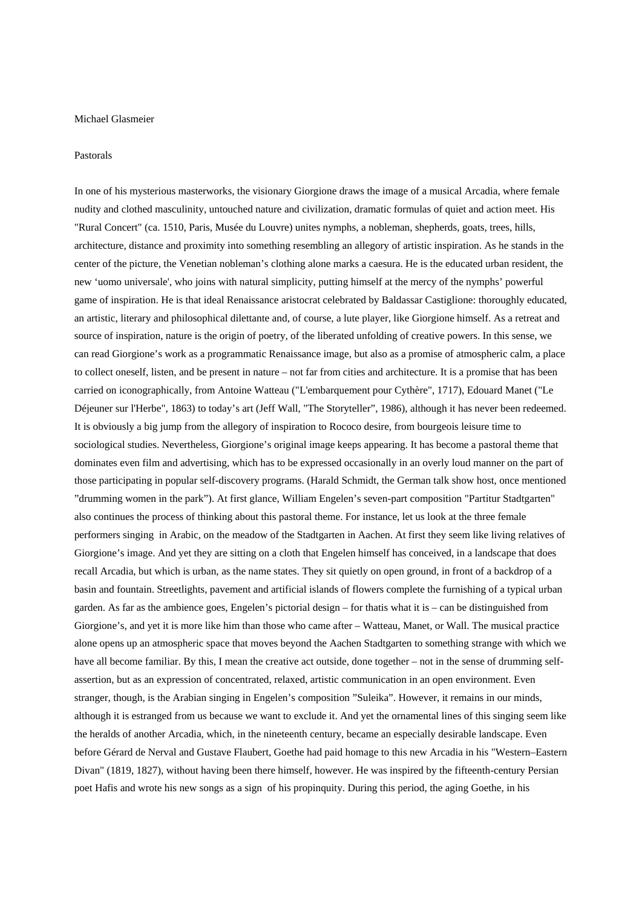Michael Glasmeier

Pastorals

In one of his mysterious masterworks, the visionary Giorgione draws the image of a musical Arcadia, where female nudity and clothed masculinity, untouched nature and civilization, dramatic formulas of quiet and action meet. His "Rural Concert" (ca. 1510, Paris, Musée du Louvre) unites nymphs, a nobleman, shepherds, goats, trees, hills, architecture, distance and proximity into something resembling an allegory of artistic inspiration. As he stands in the center of the picture, the Venetian nobleman's clothing alone marks a caesura. He is the educated urban resident, the new 'uomo universale', who joins with natural simplicity, putting himself at the mercy of the nymphs' powerful game of inspiration. He is that ideal Renaissance aristocrat celebrated by Baldassar Castiglione: thoroughly educated, an artistic, literary and philosophical dilettante and, of course, a lute player, like Giorgione himself. As a retreat and source of inspiration, nature is the origin of poetry, of the liberated unfolding of creative powers. In this sense, we can read Giorgione's work as a programmatic Renaissance image, but also as a promise of atmospheric calm, a place to collect oneself, listen, and be present in nature – not far from cities and architecture. It is a promise that has been carried on iconographically, from Antoine Watteau ("L'embarquement pour Cythère", 1717), Edouard Manet ("Le Déjeuner sur l'Herbe", 1863) to today's art (Jeff Wall, "The Storyteller", 1986), although it has never been redeemed. It is obviously a big jump from the allegory of inspiration to Rococo desire, from bourgeois leisure time to sociological studies. Nevertheless, Giorgione's original image keeps appearing. It has become a pastoral theme that dominates even film and advertising, which has to be expressed occasionally in an overly loud manner on the part of those participating in popular self-discovery programs. (Harald Schmidt, the German talk show host, once mentioned "drumming women in the park"). At first glance, William Engelen's seven-part composition "Partitur Stadtgarten" also continues the process of thinking about this pastoral theme. For instance, let us look at the three female performers singing in Arabic, on the meadow of the Stadtgarten in Aachen. At first they seem like living relatives of Giorgione's image. And yet they are sitting on a cloth that Engelen himself has conceived, in a landscape that does recall Arcadia, but which is urban, as the name states. They sit quietly on open ground, in front of a backdrop of a basin and fountain. Streetlights, pavement and artificial islands of flowers complete the furnishing of a typical urban garden. As far as the ambience goes, Engelen's pictorial design – for thatis what it is – can be distinguished from Giorgione's, and yet it is more like him than those who came after – Watteau, Manet, or Wall. The musical practice alone opens up an atmospheric space that moves beyond the Aachen Stadtgarten to something strange with which we have all become familiar. By this, I mean the creative act outside, done together – not in the sense of drumming self-assertion, but as an expression of concentrated, relaxed, artistic communication in an open environment. Even stranger, though, is the Arabian singing in Engelen's composition "Suleika". However, it remains in our minds, although it is estranged from us because we want to exclude it. And yet the ornamental lines of this singing seem like the heralds of another Arcadia, which, in the nineteenth century, became an especially desirable landscape. Even before Gérard de Nerval and Gustave Flaubert, Goethe had paid homage to this new Arcadia in his "Western–Eastern Divan" (1819, 1827), without having been there himself, however. He was inspired by the fifteenth-century Persian poet Hafis and wrote his new songs as a sign of his propinquity. During this period, the aging Goethe, in his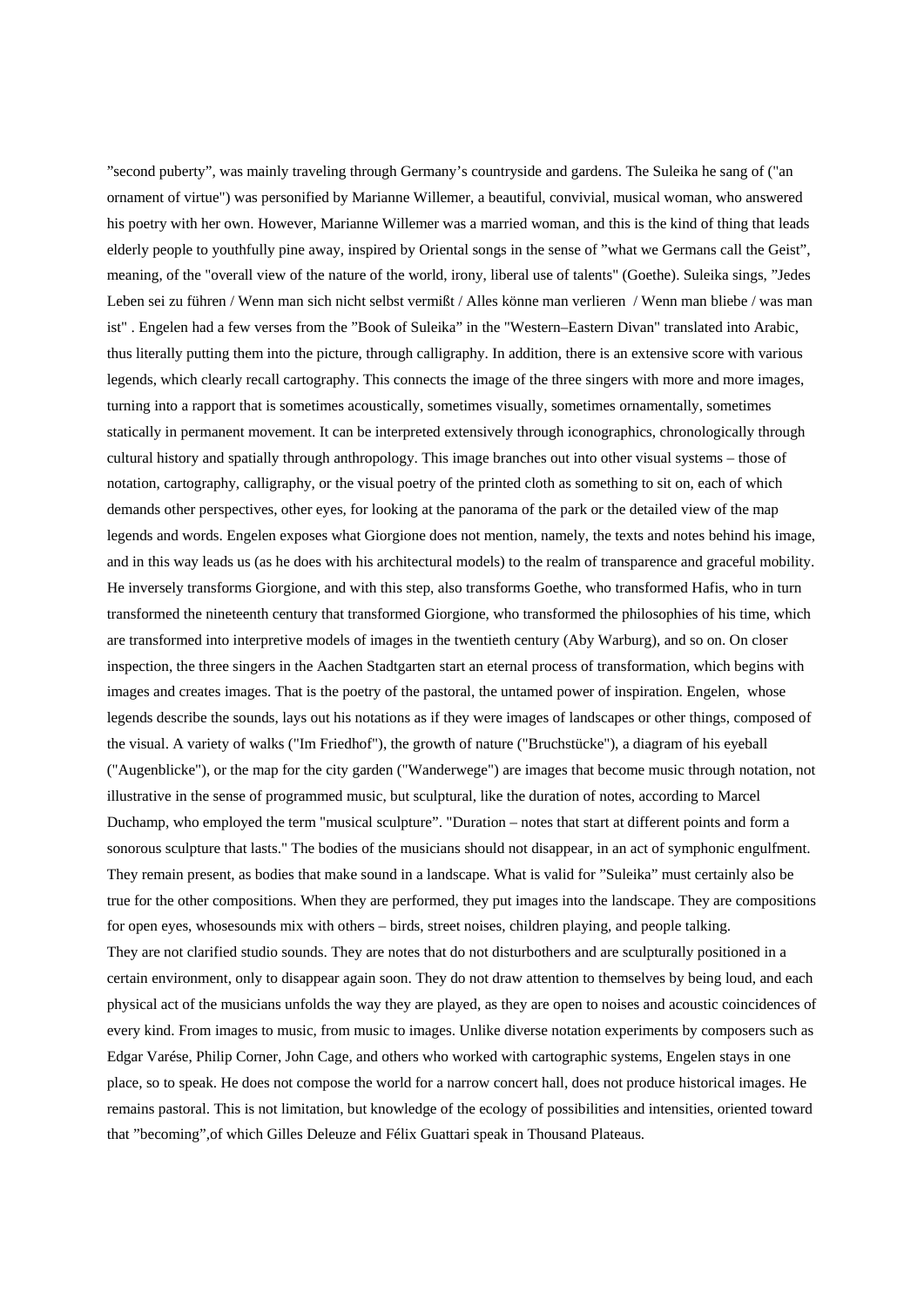”second puberty”, was mainly traveling through Germany’s countryside and gardens. The Suleika he sang of ("an ornament of virtue") was personified by Marianne Willemer, a beautiful, convivial, musical woman, who answered his poetry with her own. However, Marianne Willemer was a married woman, and this is the kind of thing that leads elderly people to youthfully pine away, inspired by Oriental songs in the sense of ”what we Germans call the Geist”, meaning, of the "overall view of the nature of the world, irony, liberal use of talents" (Goethe). Suleika sings, ”Jedes Leben sei zu führen / Wenn man sich nicht selbst vermißt / Alles könne man verlieren / Wenn man bliebe / was man ist" . Engelen had a few verses from the ”Book of Suleika” in the "Western–Eastern Divan" translated into Arabic, thus literally putting them into the picture, through calligraphy. In addition, there is an extensive score with various legends, which clearly recall cartography. This connects the image of the three singers with more and more images, turning into a rapport that is sometimes acoustically, sometimes visually, sometimes ornamentally, sometimes statically in permanent movement. It can be interpreted extensively through iconographics, chronologically through cultural history and spatially through anthropology. This image branches out into other visual systems – those of notation, cartography, calligraphy, or the visual poetry of the printed cloth as something to sit on, each of which demands other perspectives, other eyes, for looking at the panorama of the park or the detailed view of the map legends and words. Engelen exposes what Giorgione does not mention, namely, the texts and notes behind his image, and in this way leads us (as he does with his architectural models) to the realm of transparence and graceful mobility. He inversely transforms Giorgione, and with this step, also transforms Goethe, who transformed Hafis, who in turn transformed the nineteenth century that transformed Giorgione, who transformed the philosophies of his time, which are transformed into interpretive models of images in the twentieth century (Aby Warburg), and so on. On closer inspection, the three singers in the Aachen Stadtgarten start an eternal process of transformation, which begins with images and creates images. That is the poetry of the pastoral, the untamed power of inspiration. Engelen, whose legends describe the sounds, lays out his notations as if they were images of landscapes or other things, composed of the visual. A variety of walks ("Im Friedhof"), the growth of nature ("Bruchstücke"), a diagram of his eyeball ("Augenblicke"), or the map for the city garden ("Wanderwege") are images that become music through notation, not illustrative in the sense of programmed music, but sculptural, like the duration of notes, according to Marcel Duchamp, who employed the term "musical sculpture". "Duration – notes that start at different points and form a sonorous sculpture that lasts." The bodies of the musicians should not disappear, in an act of symphonic engulfment. They remain present, as bodies that make sound in a landscape. What is valid for ”Suleika” must certainly also be true for the other compositions. When they are performed, they put images into the landscape. They are compositions for open eyes, whosesounds mix with others – birds, street noises, children playing, and people talking.

They are not clarified studio sounds. They are notes that do not disturbothers and are sculpturally positioned in a certain environment, only to disappear again soon. They do not draw attention to themselves by being loud, and each physical act of the musicians unfolds the way they are played, as they are open to noises and acoustic coincidences of every kind. From images to music, from music to images. Unlike diverse notation experiments by composers such as Edgar Varése, Philip Corner, John Cage, and others who worked with cartographic systems, Engelen stays in one place, so to speak. He does not compose the world for a narrow concert hall, does not produce historical images. He remains pastoral. This is not limitation, but knowledge of the ecology of possibilities and intensities, oriented toward that ”becoming”,of which Gilles Deleuze and Félix Guattari speak in Thousand Plateaus.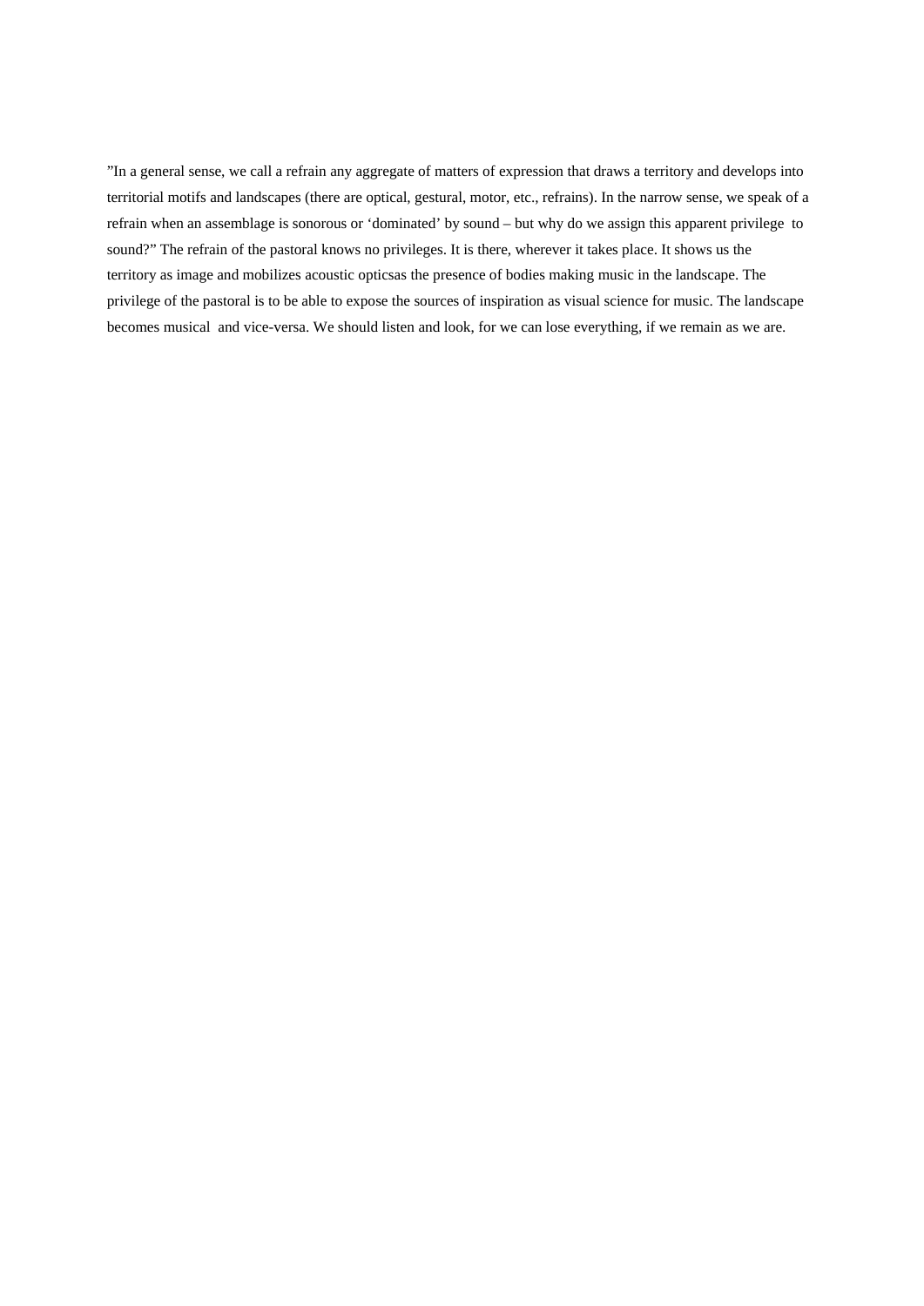”In a general sense, we call a refrain any aggregate of matters of expression that draws a territory and develops into territorial motifs and landscapes (there are optical, gestural, motor, etc., refrains). In the narrow sense, we speak of a refrain when an assemblage is sonorous or ‘dominated’ by sound – but why do we assign this apparent privilege to sound?” The refrain of the pastoral knows no privileges. It is there, wherever it takes place. It shows us the territory as image and mobilizes acoustic opticsas the presence of bodies making music in the landscape. The privilege of the pastoral is to be able to expose the sources of inspiration as visual science for music. The landscape becomes musical and vice-versa. We should listen and look, for we can lose everything, if we remain as we are.